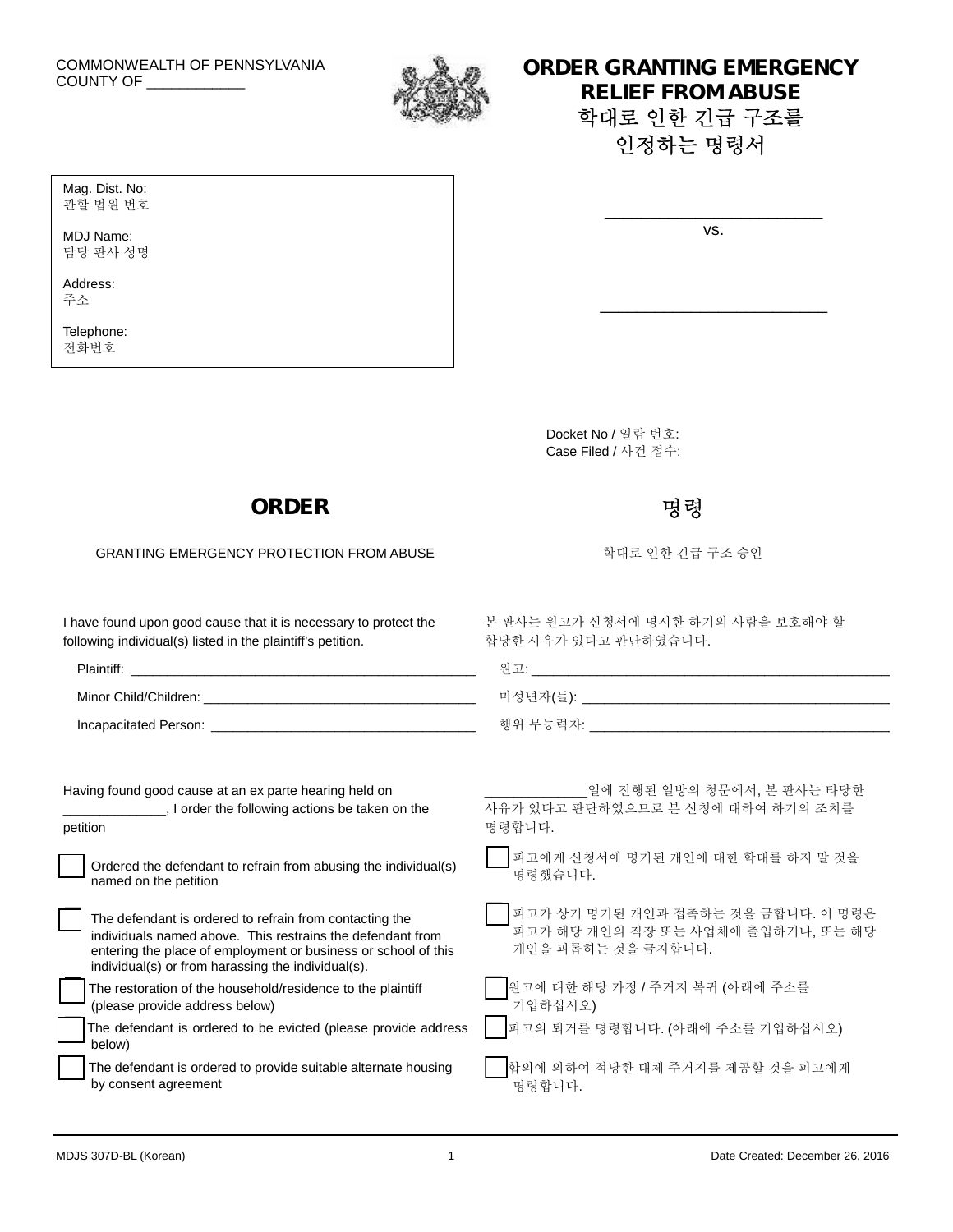COMMONWEALTH OF PENNSYLVANIA
COUNTY OF ____________

# ORDER GRANTING EMERGENCY RELIEF FROM ABUSE
# 학대로 인한 긴급 구조를 인정하는 명령서

Mag. Dist. No:
관할 법원 번호

MDJ Name:
담당 판사 성명

Address:
주소

Telephone:
전화번호

___________________________
vs.

___________________________

Docket No / 일람 번호:
Case Filed / 사건 접수:

## ORDER

GRANTING EMERGENCY PROTECTION FROM ABUSE

I have found upon good cause that it is necessary to protect the following individual(s) listed in the plaintiff's petition.

Plaintiff: ________________________________________________

Minor Child/Children: _____________________________________

Incapacitated Person: _____________________________________

Having found good cause at an ex parte hearing held on ______________, I order the following actions be taken on the petition

☐ Ordered the defendant to refrain from abusing the individual(s) named on the petition

☐ The defendant is ordered to refrain from contacting the individuals named above. This restrains the defendant from entering the place of employment or business or school of this individual(s) or from harassing the individual(s).

☐ The restoration of the household/residence to the plaintiff (please provide address below)

☐ The defendant is ordered to be evicted (please provide address below)

☐ The defendant is ordered to provide suitable alternate housing by consent agreement

## 명령

학대로 인한 긴급 구조 승인

본 판사는 원고가 신청서에 명시한 하기의 사람을 보호해야 할 합당한 사유가 있다고 판단하였습니다.

원고: ________________________________________________

미성년자(들): __________________________________________

행위 무능력자: _________________________________________

______________일에 진행된 일방의 청문에서, 본 판사는 타당한 사유가 있다고 판단하였으므로 본 신청에 대하여 하기의 조치를 명령합니다.

☐ 피고에게 신청서에 명기된 개인에 대한 학대를 하지 말 것을 명령했습니다.

☐ 피고가 상기 명기된 개인과 접촉하는 것을 금합니다. 이 명령은 피고가 해당 개인의 직장 또는 사업체에 출입하거나, 또는 해당 개인을 괴롭히는 것을 금지합니다.

☐ 원고에 대한 해당 가정 / 주거지 복귀 (아래에 주소를 기입하십시오)

☐ 피고의 퇴거를 명령합니다. (아래에 주소를 기입하십시오)

☐ 합의에 의하여 적당한 대체 주거지를 제공할 것을 피고에게 명령합니다.

MDJS 307D-BL (Korean) Date Created: December 26, 2016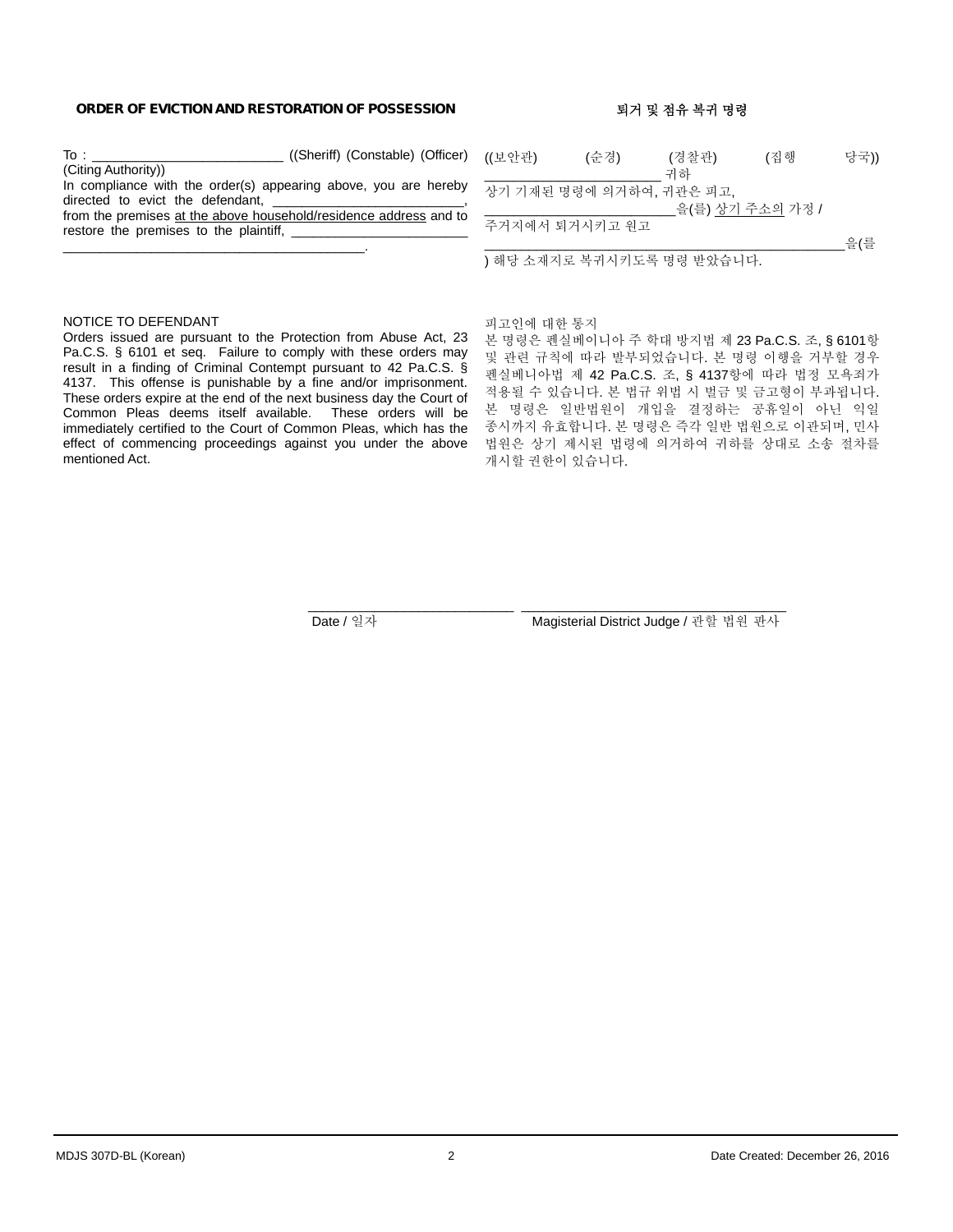**ORDER OF EVICTION AND RESTORATION OF POSSESSION**

**퇴거 및 점유 복귀 명령**

To : _________________________ ((Sheriff) (Constable) (Officer) (Citing Authority))
In compliance with the order(s) appearing above, you are hereby directed to evict the defendant, _________________________, from the premises at the above household/residence address and to restore the premises to the plaintiff, _______________________ _________________________________________.

((보안관) (순경) (경찰관) (집행 당국)) _______________________ 귀하
상기 기재된 명령에 의거하여, 귀관은 피고, _________________________을(를) 상기 주소의 가정 / 주거지에서 퇴거시키고 원고 _________________________________________________을(를) 해당 소재지로 복귀시키도록 명령 받았습니다.

NOTICE TO DEFENDANT
Orders issued are pursuant to the Protection from Abuse Act, 23 Pa.C.S. § 6101 et seq. Failure to comply with these orders may result in a finding of Criminal Contempt pursuant to 42 Pa.C.S. § 4137. This offense is punishable by a fine and/or imprisonment. These orders expire at the end of the next business day the Court of Common Pleas deems itself available. These orders will be immediately certified to the Court of Common Pleas, which has the effect of commencing proceedings against you under the above mentioned Act.

피고인에 대한 통지
본 명령은 펜실베이니아 주 학대 방지법 제 23 Pa.C.S. 조, § 6101항 및 관련 규칙에 따라 발부되었습니다. 본 명령 이행을 거부할 경우 펜실베니아법 제 42 Pa.C.S. 조, § 4137항에 따라 법정 모욕죄가 적용될 수 있습니다. 본 법규 위법 시 벌금 및 금고형이 부과됩니다. 본 명령은 일반법원이 개입을 결정하는 공휴일이 아닌 익일 종시까지 유효합니다. 본 명령은 즉각 일반 법원으로 이관되며, 민사 법원은 상기 제시된 법령에 의거하여 귀하를 상대로 소송 절차를 개시할 권한이 있습니다.

___________________________ Date / 일자

___________________________________ Magisterial District Judge / 관할 법원 판사

MDJS 307D-BL (Korean)

Date Created: December 26, 2016